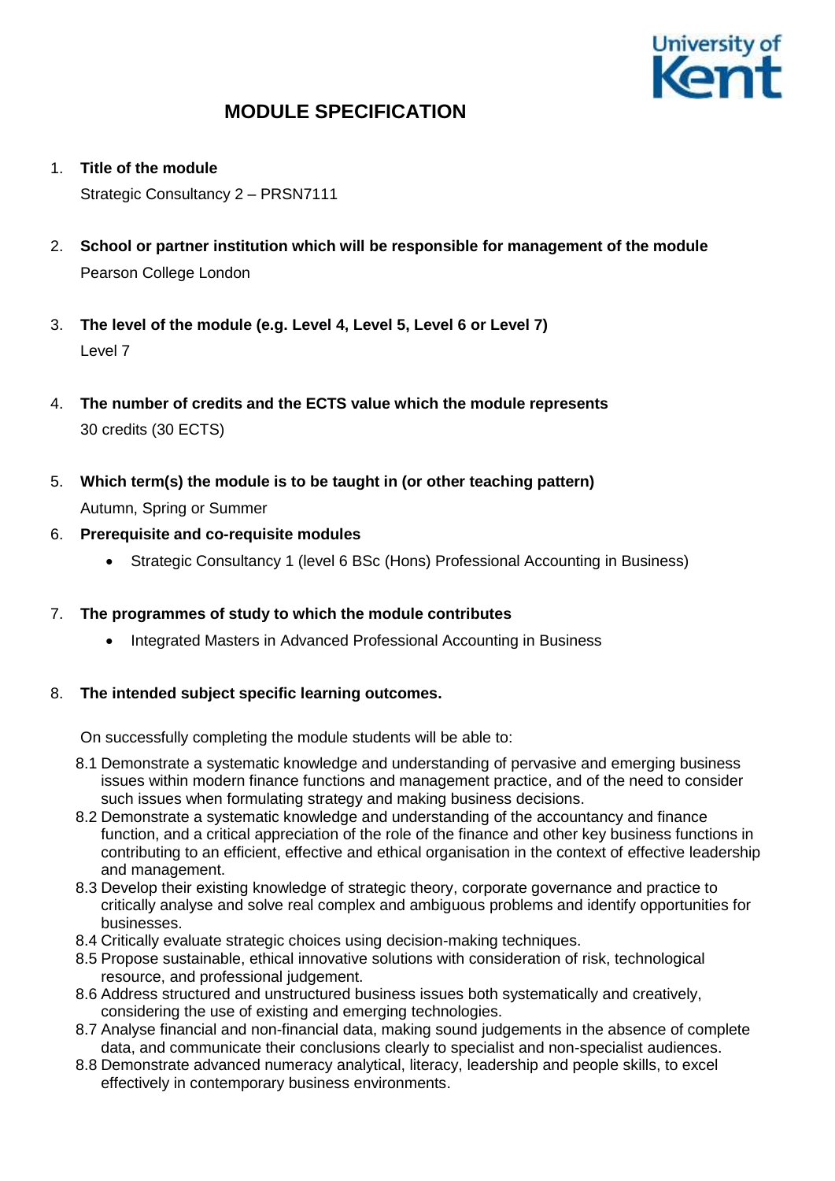# MODULE SPECIFICATION

1. **Title of the module**

   Strategic Consultancy 2 – PRSN7111

2. **School or partner institution which will be responsible for management of the module**

   Pearson College London

3. **The level of the module (e.g. Level 4, Level 5, Level 6 or Level 7)**

   Level 7

4. **The number of credits and the ECTS value which the module represents**

   30 credits (30 ECTS)

5. **Which term(s) the module is to be taught in (or other teaching pattern)**

   Autumn, Spring or Summer

6. **Prerequisite and co-requisite modules**

   - Strategic Consultancy 1 (level 6 BSc (Hons) Professional Accounting in Business)

7. **The programmes of study to which the module contributes**

   - Integrated Masters in Advanced Professional Accounting in Business

8. **The intended subject specific learning outcomes.**

   On successfully completing the module students will be able to:

   8.1 Demonstrate a systematic knowledge and understanding of pervasive and emerging business issues within modern finance functions and management practice, and of the need to consider such issues when formulating strategy and making business decisions.

   8.2 Demonstrate a systematic knowledge and understanding of the accountancy and finance function, and a critical appreciation of the role of the finance and other key business functions in contributing to an efficient, effective and ethical organisation in the context of effective leadership and management.

   8.3 Develop their existing knowledge of strategic theory, corporate governance and practice to critically analyse and solve real complex and ambiguous problems and identify opportunities for businesses.

   8.4 Critically evaluate strategic choices using decision-making techniques.

   8.5 Propose sustainable, ethical innovative solutions with consideration of risk, technological resource, and professional judgement.

   8.6 Address structured and unstructured business issues both systematically and creatively, considering the use of existing and emerging technologies.

   8.7 Analyse financial and non-financial data, making sound judgements in the absence of complete data, and communicate their conclusions clearly to specialist and non-specialist audiences.

   8.8 Demonstrate advanced numeracy analytical, literacy, leadership and people skills, to excel effectively in contemporary business environments.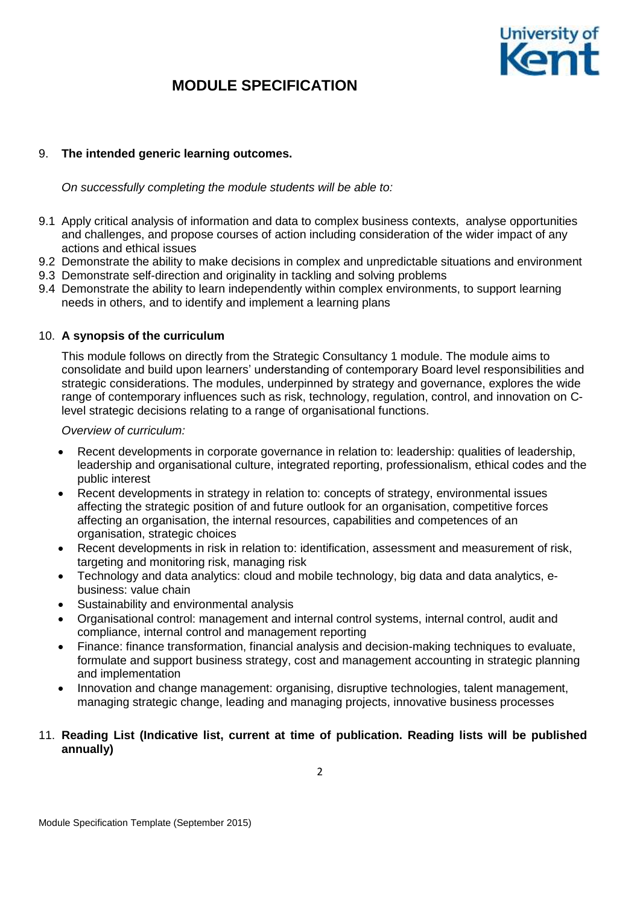# MODULE SPECIFICATION

9. **The intended generic learning outcomes.**

   *On successfully completing the module students will be able to:*

9.1 Apply critical analysis of information and data to complex business contexts, analyse opportunities and challenges, and propose courses of action including consideration of the wider impact of any actions and ethical issues
9.2 Demonstrate the ability to make decisions in complex and unpredictable situations and environment
9.3 Demonstrate self-direction and originality in tackling and solving problems
9.4 Demonstrate the ability to learn independently within complex environments, to support learning needs in others, and to identify and implement a learning plans

10. **A synopsis of the curriculum**

    This module follows on directly from the Strategic Consultancy 1 module. The module aims to consolidate and build upon learners' understanding of contemporary Board level responsibilities and strategic considerations. The modules, underpinned by strategy and governance, explores the wide range of contemporary influences such as risk, technology, regulation, control, and innovation on C-level strategic decisions relating to a range of organisational functions.

    *Overview of curriculum:*

    - Recent developments in corporate governance in relation to: leadership: qualities of leadership, leadership and organisational culture, integrated reporting, professionalism, ethical codes and the public interest
    - Recent developments in strategy in relation to: concepts of strategy, environmental issues affecting the strategic position of and future outlook for an organisation, competitive forces affecting an organisation, the internal resources, capabilities and competences of an organisation, strategic choices
    - Recent developments in risk in relation to: identification, assessment and measurement of risk, targeting and monitoring risk, managing risk
    - Technology and data analytics: cloud and mobile technology, big data and data analytics, e-business: value chain
    - Sustainability and environmental analysis
    - Organisational control: management and internal control systems, internal control, audit and compliance, internal control and management reporting
    - Finance: finance transformation, financial analysis and decision-making techniques to evaluate, formulate and support business strategy, cost and management accounting in strategic planning and implementation
    - Innovation and change management: organising, disruptive technologies, talent management, managing strategic change, leading and managing projects, innovative business processes

11. **Reading List (Indicative list, current at time of publication. Reading lists will be published annually)**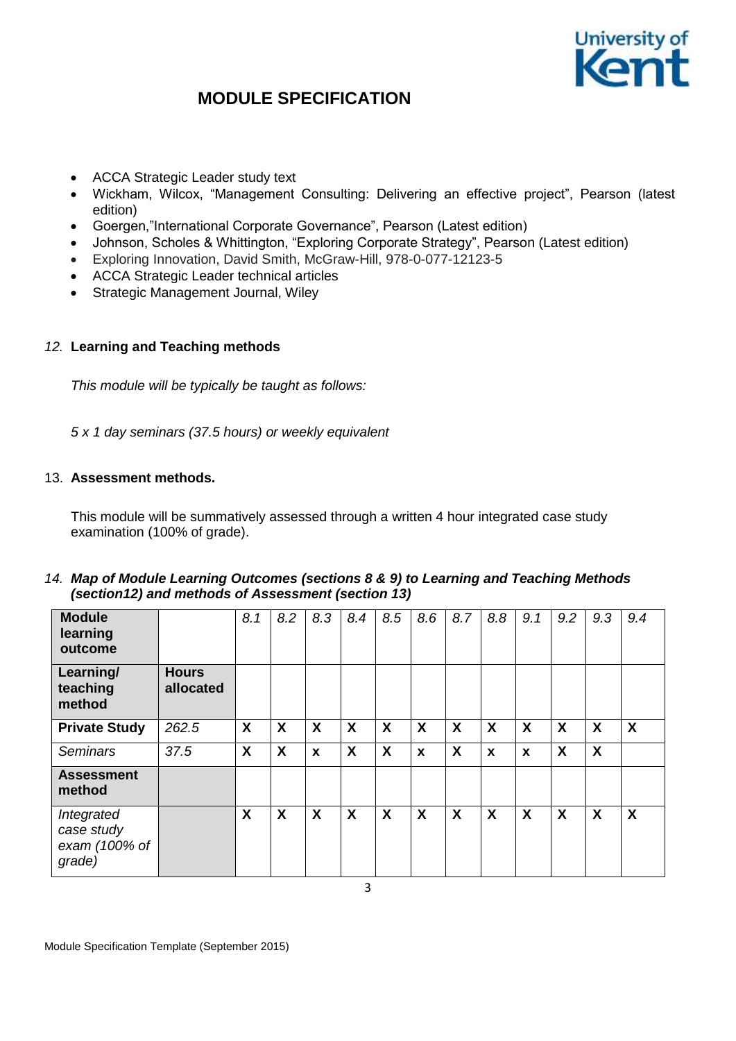- ACCA Strategic Leader study text
- Wickham, Wilcox, "Management Consulting: Delivering an effective project", Pearson (latest edition)
- Goergen,"International Corporate Governance", Pearson (Latest edition)
- Johnson, Scholes & Whittington, "Exploring Corporate Strategy", Pearson (Latest edition)
- Exploring Innovation, David Smith, McGraw-Hill, 978-0-077-12123-5
- ACCA Strategic Leader technical articles
- Strategic Management Journal, Wiley

### *12.* Learning and Teaching methods

*This module will be typically be taught as follows:*

*5 x 1 day seminars (37.5 hours) or weekly equivalent*

### 13. Assessment methods.

This module will be summatively assessed through a written 4 hour integrated case study examination (100% of grade).

### *14. Map of Module Learning Outcomes (sections 8 & 9) to Learning and Teaching Methods (section12) and methods of Assessment (section 13)*

| **Module learning outcome** | | *8.1* | *8.2* | *8.3* | *8.4* | *8.5* | *8.6* | *8.7* | *8.8* | *9.1* | *9.2* | *9.3* | *9.4* |
|---|---|---|---|---|---|---|---|---|---|---|---|---|---|
| **Learning/ teaching method** | **Hours allocated** | | | | | | | | | | | | |
| **Private Study** | *262.5* | **X** | **X** | **X** | **X** | **X** | **X** | **X** | **X** | **X** | **X** | **X** | **X** |
| *Seminars* | *37.5* | **X** | **X** | **x** | **X** | **X** | **x** | **X** | **x** | **x** | **X** | **X** | |
| **Assessment method** | | | | | | | | | | | | | |
| *Integrated case study exam (100% of grade)* | | **X** | **X** | **X** | **X** | **X** | **X** | **X** | **X** | **X** | **X** | **X** | **X** |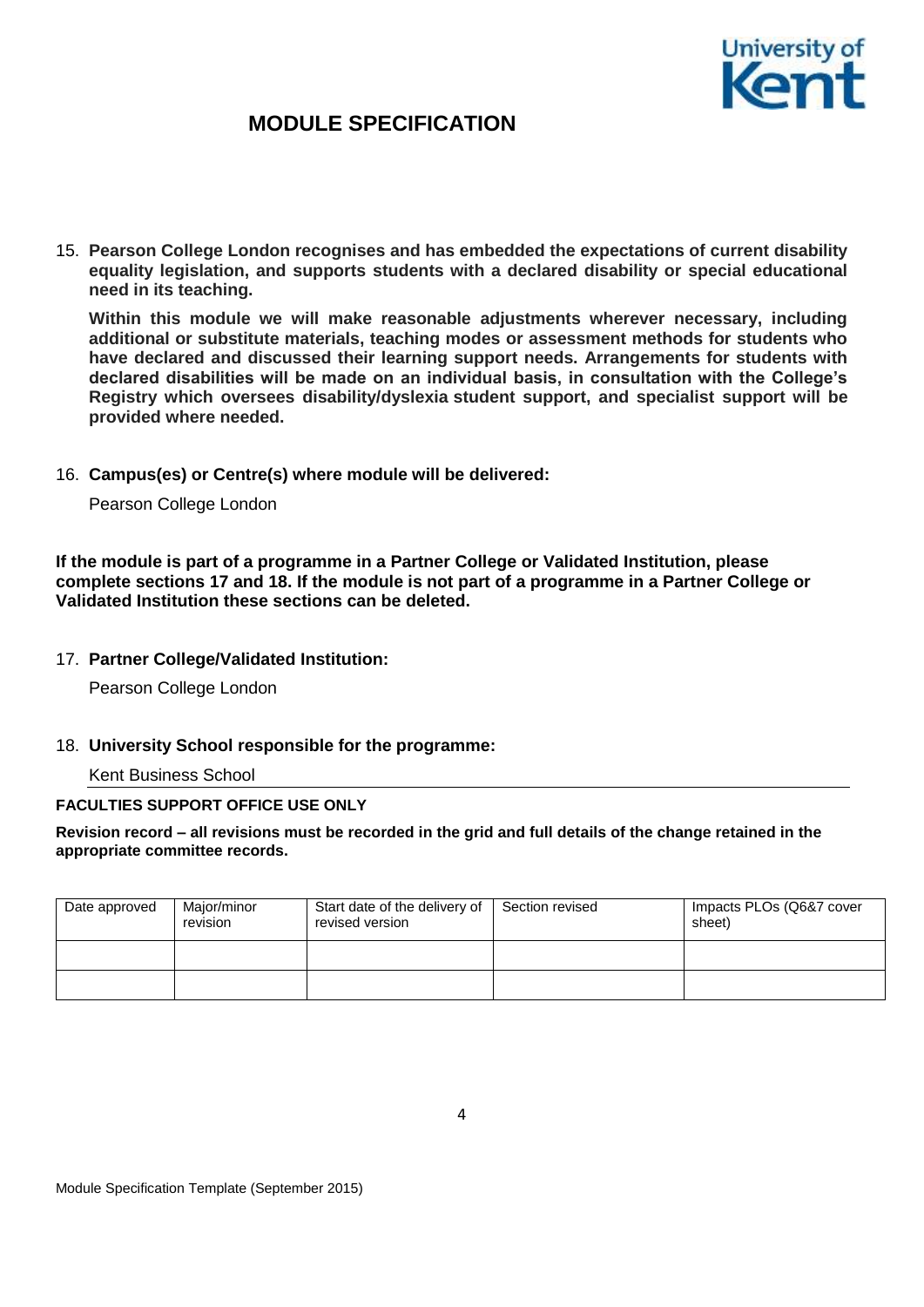# MODULE SPECIFICATION

15. **Pearson College London recognises and has embedded the expectations of current disability equality legislation, and supports students with a declared disability or special educational need in its teaching.**

    **Within this module we will make reasonable adjustments wherever necessary, including additional or substitute materials, teaching modes or assessment methods for students who have declared and discussed their learning support needs. Arrangements for students with declared disabilities will be made on an individual basis, in consultation with the College's Registry which oversees disability/dyslexia student support, and specialist support will be provided where needed.**

16. **Campus(es) or Centre(s) where module will be delivered:**

    Pearson College London

**If the module is part of a programme in a Partner College or Validated Institution, please complete sections 17 and 18. If the module is not part of a programme in a Partner College or Validated Institution these sections can be deleted.**

17. **Partner College/Validated Institution:**

    Pearson College London

18. **University School responsible for the programme:**

    Kent Business School

**FACULTIES SUPPORT OFFICE USE ONLY**

**Revision record – all revisions must be recorded in the grid and full details of the change retained in the appropriate committee records.**

| Date approved | Major/minor revision | Start date of the delivery of revised version | Section revised | Impacts PLOs (Q6&7 cover sheet) |
|---|---|---|---|---|
| | | | | |
| | | | | |

Module Specification Template (September 2015)